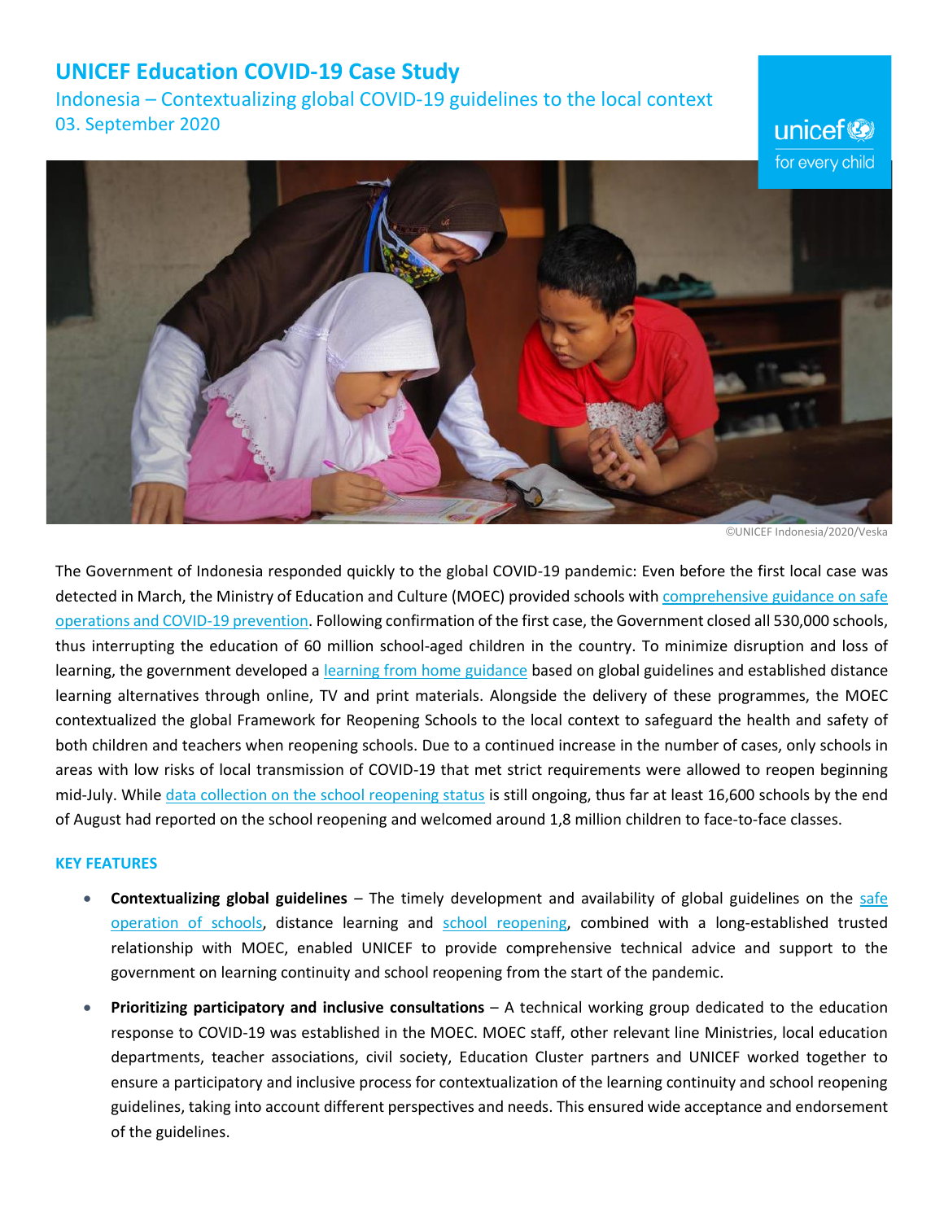# UNICEF Education COVID-19 Case Study

## Indonesia – Contextualizing global COVID-19 guidelines to the local context

03. September 2020

©UNICEF Indonesia/2020/Veska

The Government of Indonesia responded quickly to the global COVID-19 pandemic: Even before the first local case was detected in March, the Ministry of Education and Culture (MOEC) provided schools with comprehensive guidance on safe operations and COVID-19 prevention. Following confirmation of the first case, the Government closed all 530,000 schools, thus interrupting the education of 60 million school-aged children in the country. To minimize disruption and loss of learning, the government developed a learning from home guidance based on global guidelines and established distance learning alternatives through online, TV and print materials. Alongside the delivery of these programmes, the MOEC contextualized the global Framework for Reopening Schools to the local context to safeguard the health and safety of both children and teachers when reopening schools. Due to a continued increase in the number of cases, only schools in areas with low risks of local transmission of COVID-19 that met strict requirements were allowed to reopen beginning mid-July. While data collection on the school reopening status is still ongoing, thus far at least 16,600 schools by the end of August had reported on the school reopening and welcomed around 1,8 million children to face-to-face classes.

### KEY FEATURES

- **Contextualizing global guidelines** – The timely development and availability of global guidelines on the safe operation of schools, distance learning and school reopening, combined with a long-established trusted relationship with MOEC, enabled UNICEF to provide comprehensive technical advice and support to the government on learning continuity and school reopening from the start of the pandemic.
- **Prioritizing participatory and inclusive consultations** – A technical working group dedicated to the education response to COVID-19 was established in the MOEC. MOEC staff, other relevant line Ministries, local education departments, teacher associations, civil society, Education Cluster partners and UNICEF worked together to ensure a participatory and inclusive process for contextualization of the learning continuity and school reopening guidelines, taking into account different perspectives and needs. This ensured wide acceptance and endorsement of the guidelines.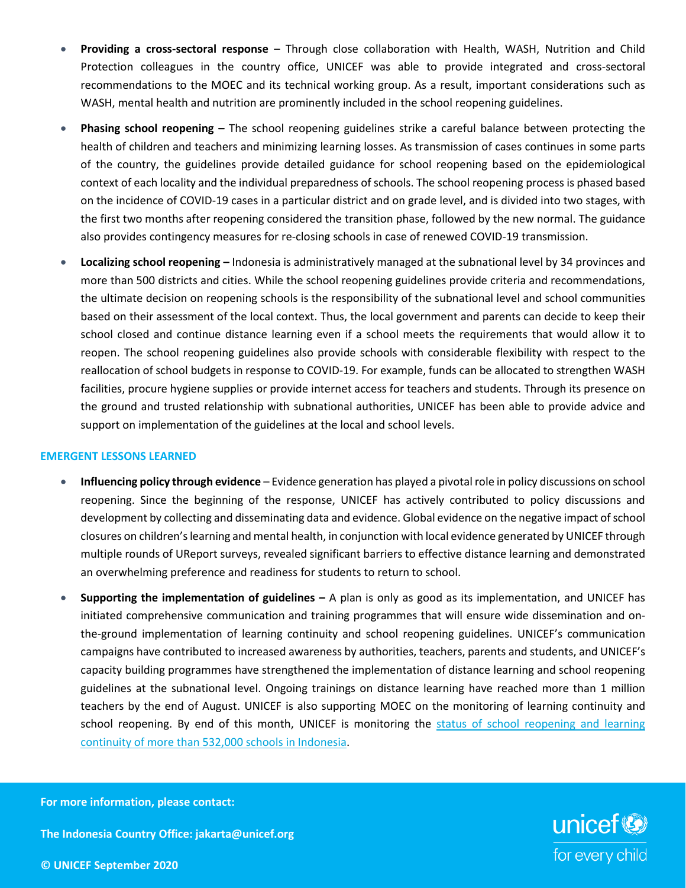- **Providing a cross-sectoral response** – Through close collaboration with Health, WASH, Nutrition and Child Protection colleagues in the country office, UNICEF was able to provide integrated and cross-sectoral recommendations to the MOEC and its technical working group. As a result, important considerations such as WASH, mental health and nutrition are prominently included in the school reopening guidelines.
- **Phasing school reopening –** The school reopening guidelines strike a careful balance between protecting the health of children and teachers and minimizing learning losses. As transmission of cases continues in some parts of the country, the guidelines provide detailed guidance for school reopening based on the epidemiological context of each locality and the individual preparedness of schools. The school reopening process is phased based on the incidence of COVID-19 cases in a particular district and on grade level, and is divided into two stages, with the first two months after reopening considered the transition phase, followed by the new normal. The guidance also provides contingency measures for re-closing schools in case of renewed COVID-19 transmission.
- **Localizing school reopening –** Indonesia is administratively managed at the subnational level by 34 provinces and more than 500 districts and cities. While the school reopening guidelines provide criteria and recommendations, the ultimate decision on reopening schools is the responsibility of the subnational level and school communities based on their assessment of the local context. Thus, the local government and parents can decide to keep their school closed and continue distance learning even if a school meets the requirements that would allow it to reopen. The school reopening guidelines also provide schools with considerable flexibility with respect to the reallocation of school budgets in response to COVID-19. For example, funds can be allocated to strengthen WASH facilities, procure hygiene supplies or provide internet access for teachers and students. Through its presence on the ground and trusted relationship with subnational authorities, UNICEF has been able to provide advice and support on implementation of the guidelines at the local and school levels.

## EMERGENT LESSONS LEARNED

- **Influencing policy through evidence** – Evidence generation has played a pivotal role in policy discussions on school reopening. Since the beginning of the response, UNICEF has actively contributed to policy discussions and development by collecting and disseminating data and evidence. Global evidence on the negative impact of school closures on children's learning and mental health, in conjunction with local evidence generated by UNICEF through multiple rounds of UReport surveys, revealed significant barriers to effective distance learning and demonstrated an overwhelming preference and readiness for students to return to school.
- **Supporting the implementation of guidelines –** A plan is only as good as its implementation, and UNICEF has initiated comprehensive communication and training programmes that will ensure wide dissemination and on-the-ground implementation of learning continuity and school reopening guidelines. UNICEF's communication campaigns have contributed to increased awareness by authorities, teachers, parents and students, and UNICEF's capacity building programmes have strengthened the implementation of distance learning and school reopening guidelines at the subnational level. Ongoing trainings on distance learning have reached more than 1 million teachers by the end of August. UNICEF is also supporting MOEC on the monitoring of learning continuity and school reopening. By end of this month, UNICEF is monitoring the status of school reopening and learning continuity of more than 532,000 schools in Indonesia.

**For more information, please contact:**

**The Indonesia Country Office: jakarta@unicef.org**

**© UNICEF September 2020**

unicef for every child